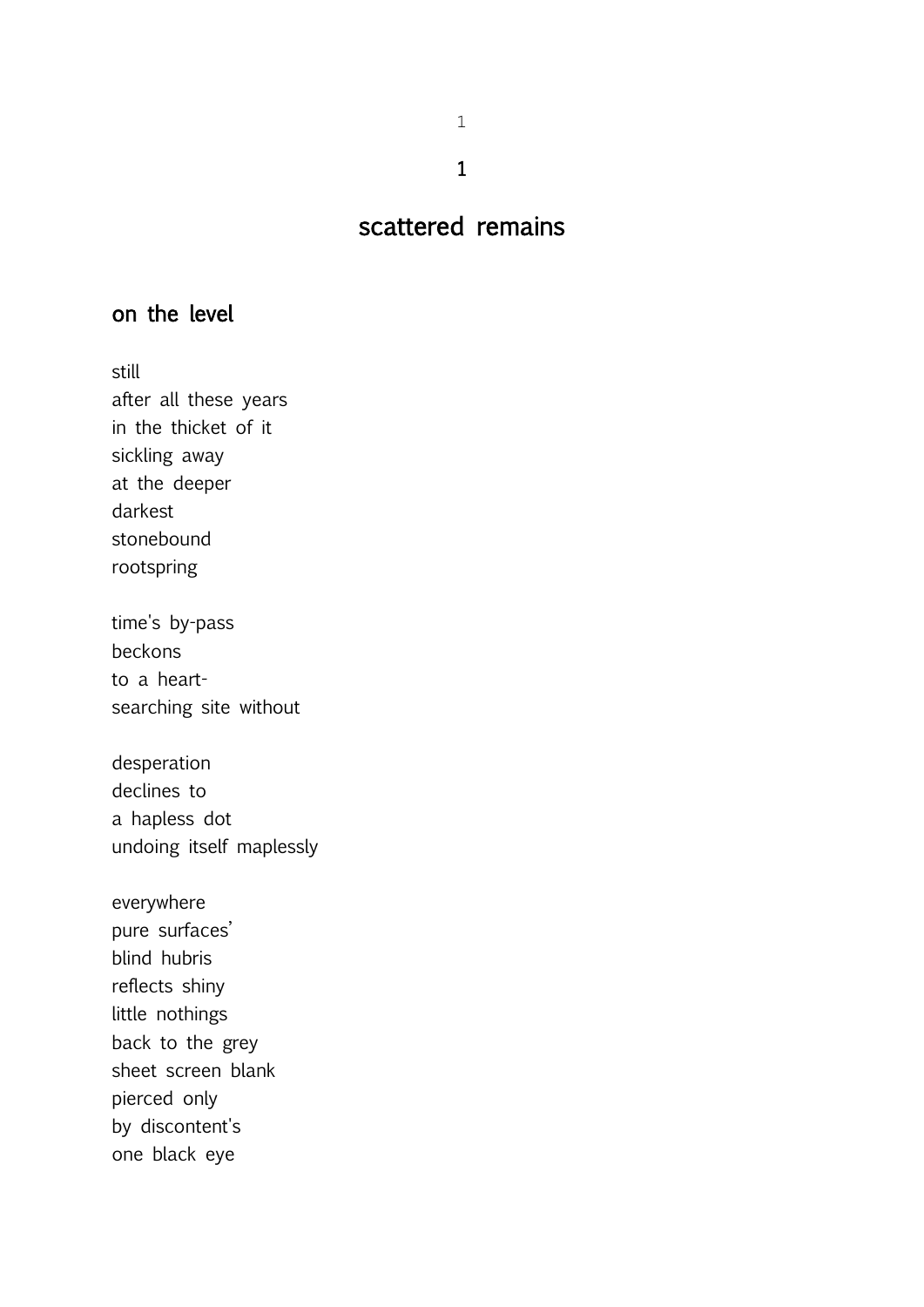# 1

# scattered remains

## on the level

still  
after all these years  
in the thicket of it  
sickling away  
at the deeper  
darkest  
stonebound  
rootspring

time's by-pass  
beckons  
to a heart-  
searching site without

desperation  
declines to  
a hapless dot  
undoing itself maplessly

everywhere  
pure surfaces'  
blind hubris  
reflects shiny  
little nothings  
back to the grey  
sheet screen blank  
pierced only  
by discontent's  
one black eye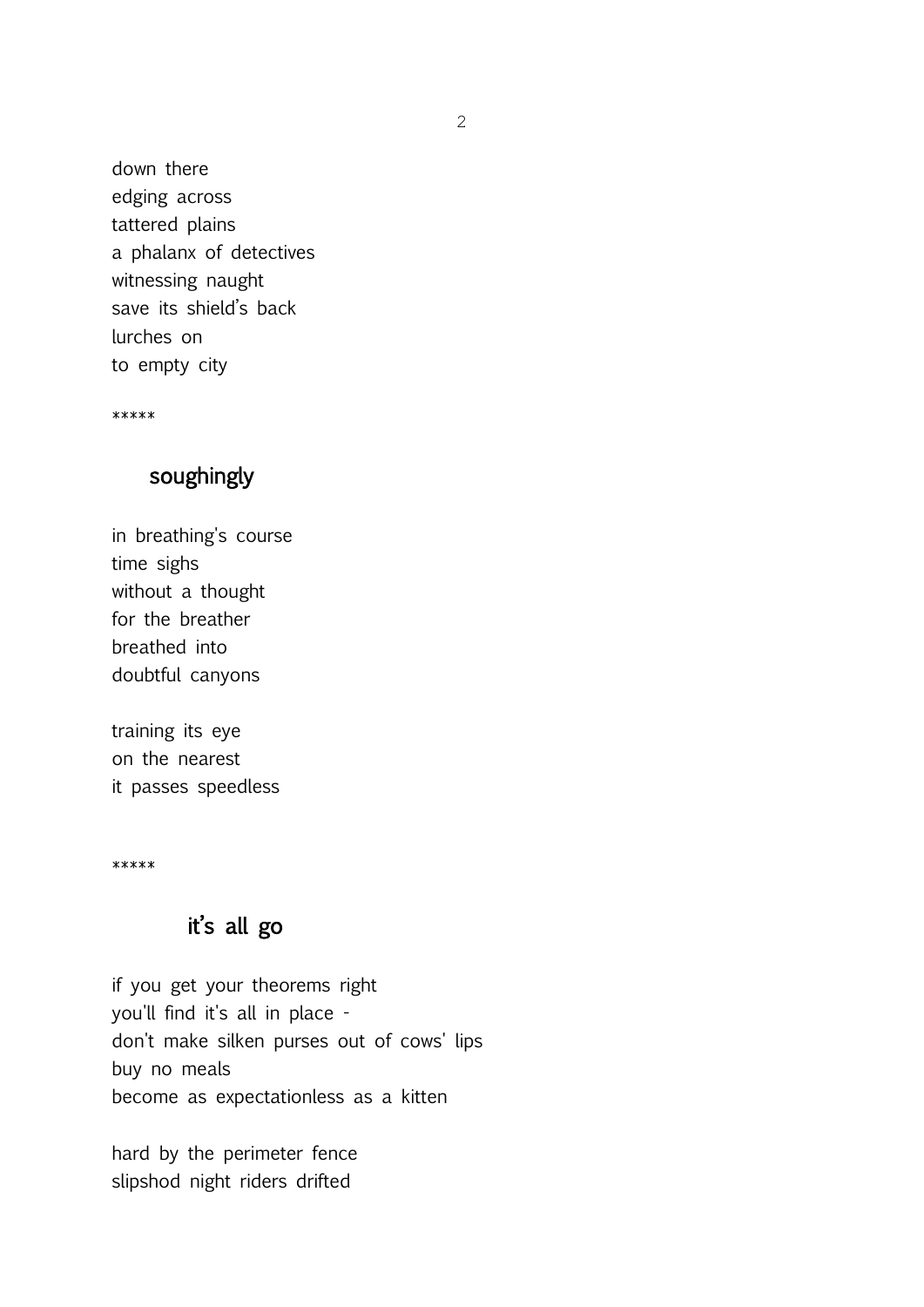down there
edging across
tattered plains
a phalanx of detectives
witnessing naught
save its shield's back
lurches on
to empty city

*****

## soughingly

in breathing's course
time sighs
without a thought
for the breather
breathed into
doubtful canyons

training its eye
on the nearest
it passes speedless

*****

## it's all go

if you get your theorems right
you'll find it's all in place -
don't make silken purses out of cows' lips
buy no meals
become as expectationless as a kitten

hard by the perimeter fence
slipshod night riders drifted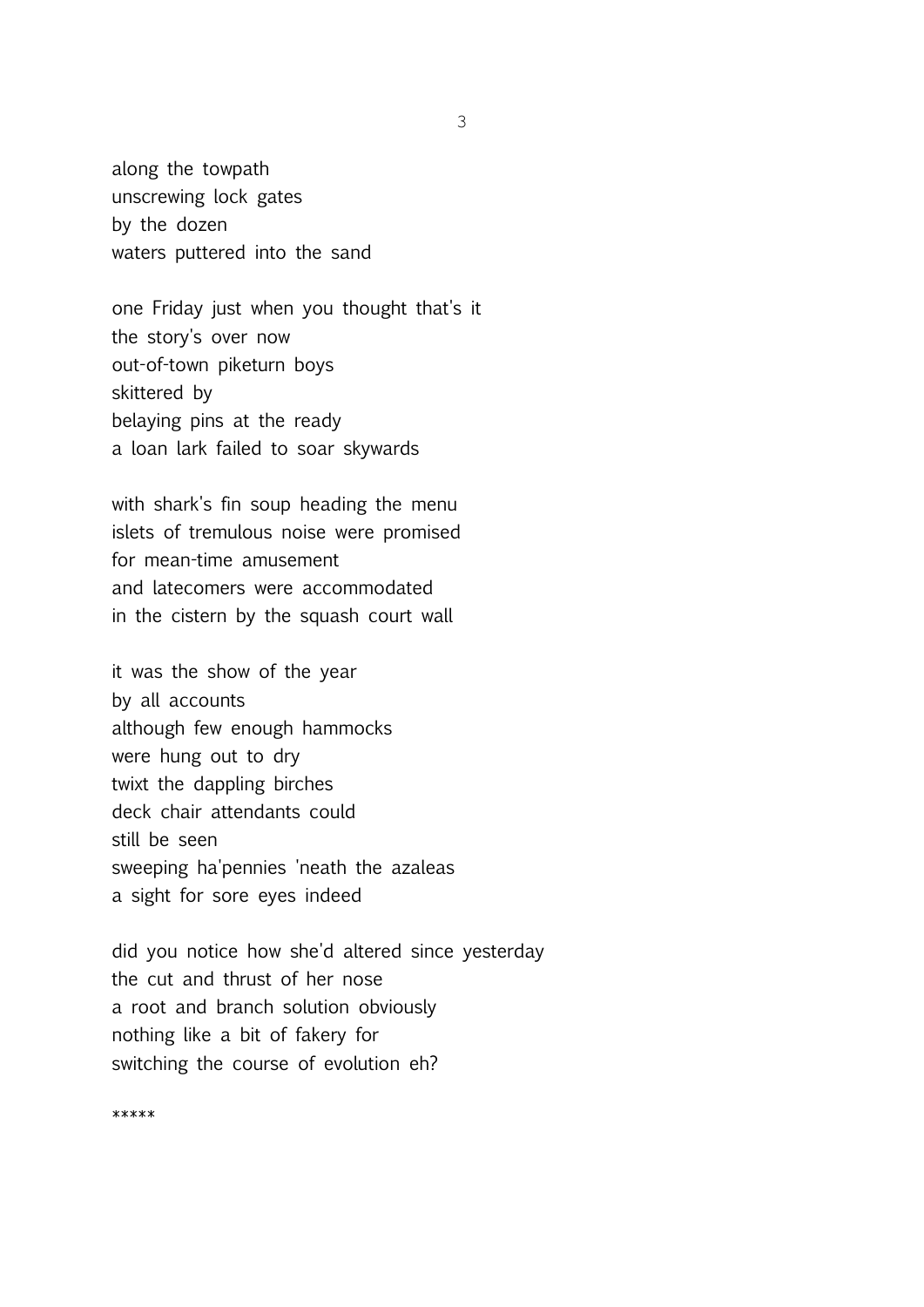along the towpath  
unscrewing lock gates  
by the dozen  
waters puttered into the sand

one Friday just when you thought that's it  
the story's over now  
out-of-town piketurn boys  
skittered by  
belaying pins at the ready  
a loan lark failed to soar skywards

with shark's fin soup heading the menu  
islets of tremulous noise were promised  
for mean-time amusement  
and latecomers were accommodated  
in the cistern by the squash court wall

it was the show of the year  
by all accounts  
although few enough hammocks  
were hung out to dry  
twixt the dappling birches  
deck chair attendants could  
still be seen  
sweeping ha'pennies 'neath the azaleas  
a sight for sore eyes indeed

did you notice how she'd altered since yesterday  
the cut and thrust of her nose  
a root and branch solution obviously  
nothing like a bit of fakery for  
switching the course of evolution eh?

*****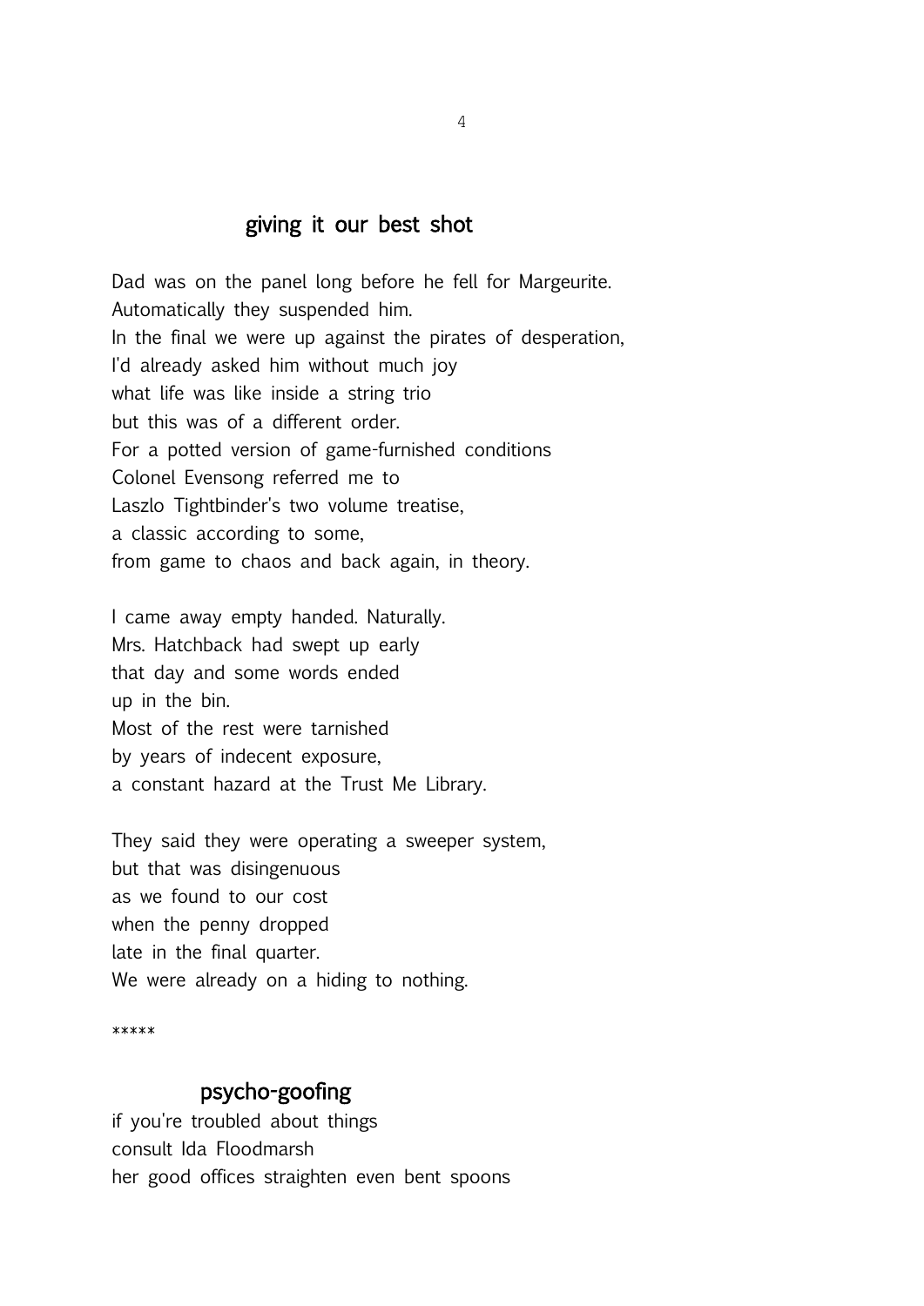## giving it our best shot

Dad was on the panel long before he fell for Margeurite.
Automatically they suspended him.
In the final we were up against the pirates of desperation,
I'd already asked him without much joy
what life was like inside a string trio
but this was of a different order.
For a potted version of game-furnished conditions
Colonel Evensong referred me to
Laszlo Tightbinder's two volume treatise,
a classic according to some,
from game to chaos and back again, in theory.

I came away empty handed. Naturally.
Mrs. Hatchback had swept up early
that day and some words ended
up in the bin.
Most of the rest were tarnished
by years of indecent exposure,
a constant hazard at the Trust Me Library.

They said they were operating a sweeper system,
but that was disingenuous
as we found to our cost
when the penny dropped
late in the final quarter.
We were already on a hiding to nothing.

*****

## psycho-goofing

if you're troubled about things
consult Ida Floodmarsh
her good offices straighten even bent spoons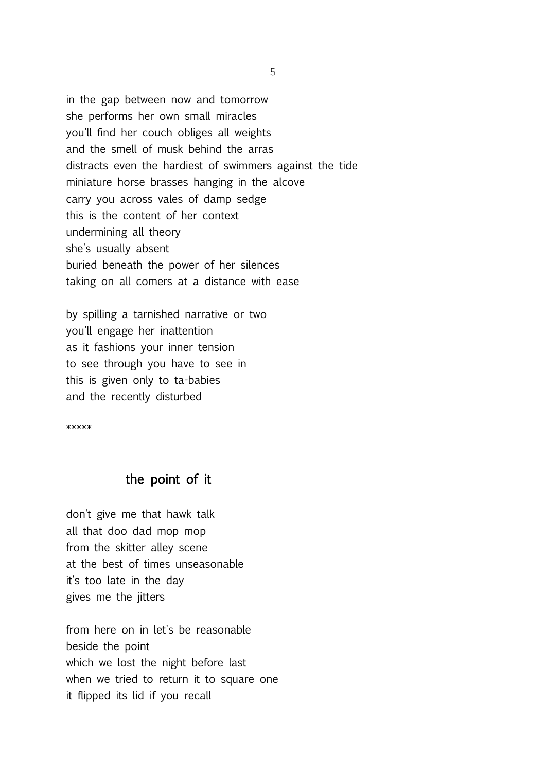in the gap between now and tomorrow
she performs her own small miracles
you'll find her couch obliges all weights
and the smell of musk behind the arras
distracts even the hardiest of swimmers against the tide
miniature horse brasses hanging in the alcove
carry you across vales of damp sedge
this is the content of her context
undermining all theory
she's usually absent
buried beneath the power of her silences
taking on all comers at a distance with ease

by spilling a tarnished narrative or two
you'll engage her inattention
as it fashions your inner tension
to see through you have to see in
this is given only to ta-babies
and the recently disturbed

*****

## the point of it

don't give me that hawk talk
all that doo dad mop mop
from the skitter alley scene
at the best of times unseasonable
it's too late in the day
gives me the jitters

from here on in let's be reasonable
beside the point
which we lost the night before last
when we tried to return it to square one
it flipped its lid if you recall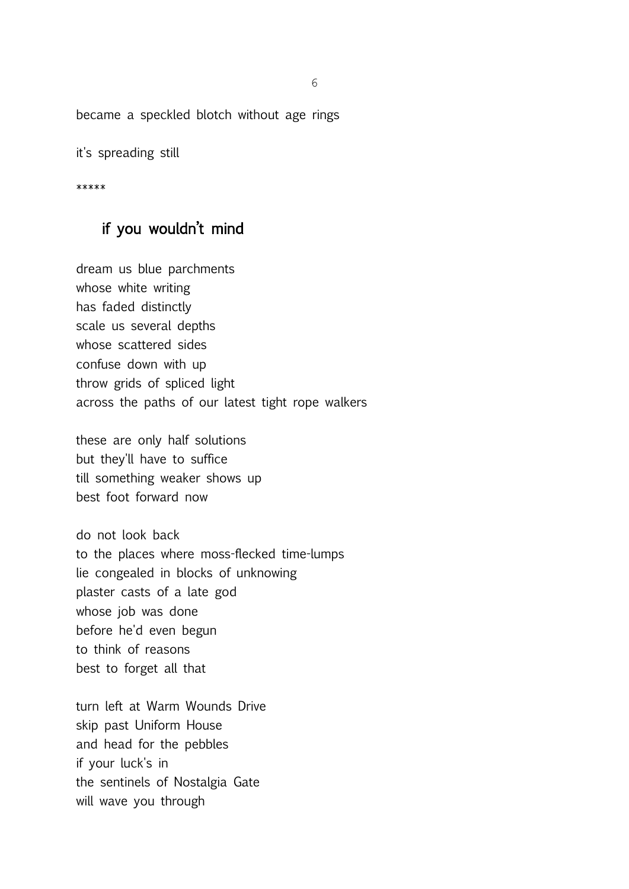became a speckled blotch without age rings

it's spreading still

*****

## if you wouldn't mind

dream us blue parchments
whose white writing
has faded distinctly
scale us several depths
whose scattered sides
confuse down with up
throw grids of spliced light
across the paths of our latest tight rope walkers

these are only half solutions
but they'll have to suffice
till something weaker shows up
best foot forward now

do not look back
to the places where moss-flecked time-lumps
lie congealed in blocks of unknowing
plaster casts of a late god
whose job was done
before he'd even begun
to think of reasons
best to forget all that

turn left at Warm Wounds Drive
skip past Uniform House
and head for the pebbles
if your luck's in
the sentinels of Nostalgia Gate
will wave you through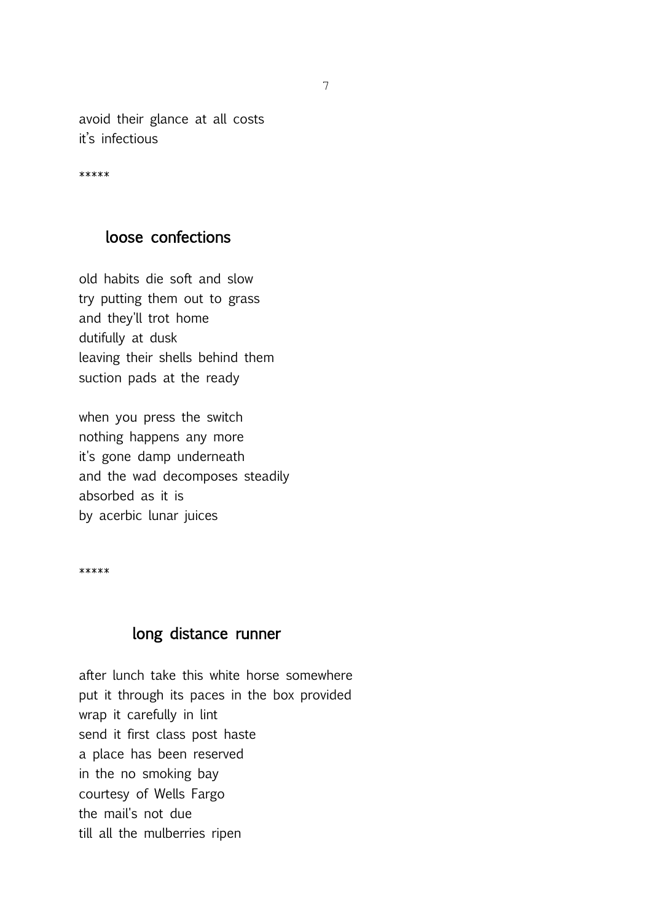avoid their glance at all costs
it's infectious

*****

## loose confections

old habits die soft and slow
try putting them out to grass
and they'll trot home
dutifully at dusk
leaving their shells behind them
suction pads at the ready

when you press the switch
nothing happens any more
it's gone damp underneath
and the wad decomposes steadily
absorbed as it is
by acerbic lunar juices

*****

## long distance runner

after lunch take this white horse somewhere
put it through its paces in the box provided
wrap it carefully in lint
send it first class post haste
a place has been reserved
in the no smoking bay
courtesy of Wells Fargo
the mail's not due
till all the mulberries ripen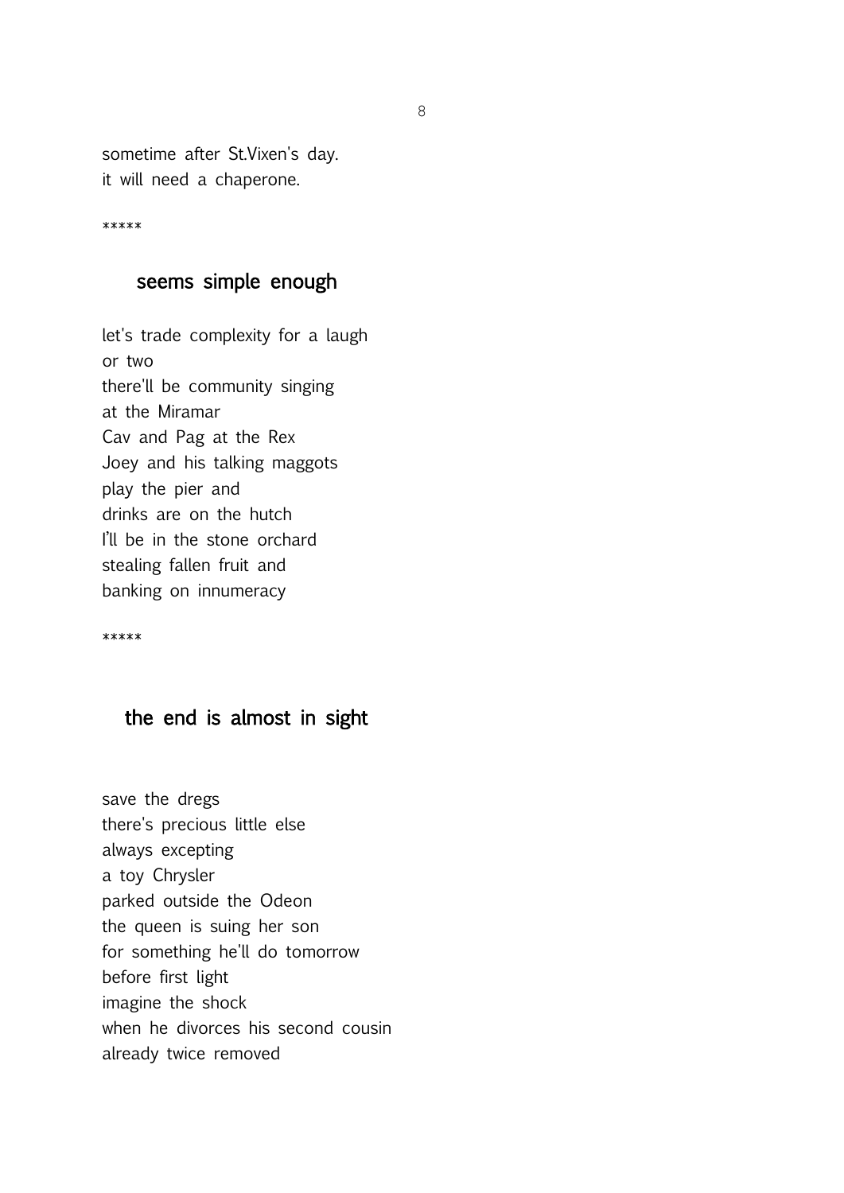sometime after St.Vixen's day.  
it will need a chaperone.

*****

## seems simple enough

let's trade complexity for a laugh  
or two  
there'll be community singing  
at the Miramar  
Cav and Pag at the Rex  
Joey and his talking maggots  
play the pier and  
drinks are on the hutch  
I'll be in the stone orchard  
stealing fallen fruit and  
banking on innumeracy

*****

## the end is almost in sight

save the dregs  
there's precious little else  
always excepting  
a toy Chrysler  
parked outside the Odeon  
the queen is suing her son  
for something he'll do tomorrow  
before first light  
imagine the shock  
when he divorces his second cousin  
already twice removed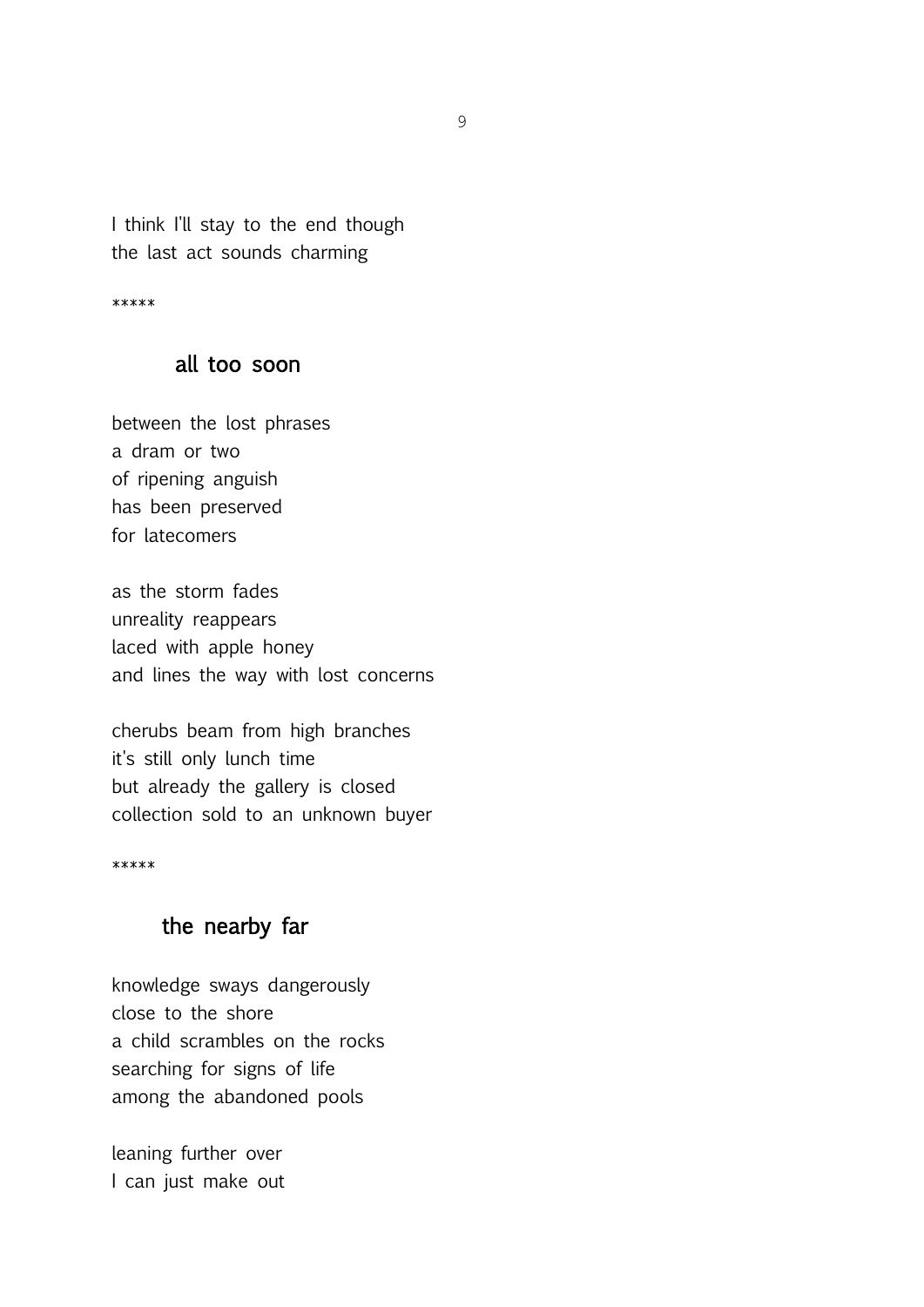I think I'll stay to the end though
the last act sounds charming

*****

## all too soon

between the lost phrases
a dram or two
of ripening anguish
has been preserved
for latecomers

as the storm fades
unreality reappears
laced with apple honey
and lines the way with lost concerns

cherubs beam from high branches
it's still only lunch time
but already the gallery is closed
collection sold to an unknown buyer

*****

## the nearby far

knowledge sways dangerously
close to the shore
a child scrambles on the rocks
searching for signs of life
among the abandoned pools

leaning further over
I can just make out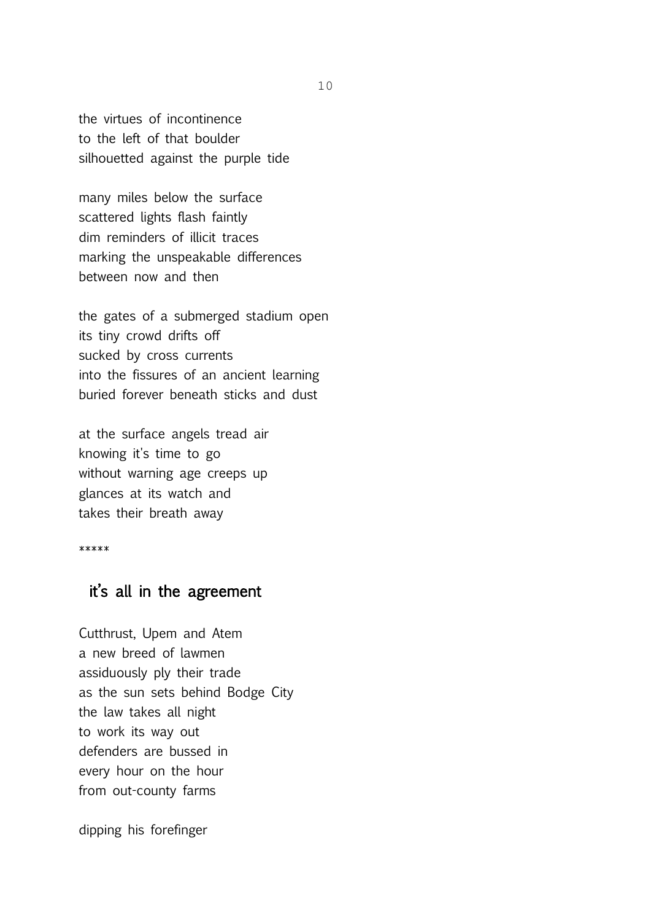the virtues of incontinence
to the left of that boulder
silhouetted against the purple tide

many miles below the surface
scattered lights flash faintly
dim reminders of illicit traces
marking the unspeakable differences
between now and then

the gates of a submerged stadium open
its tiny crowd drifts off
sucked by cross currents
into the fissures of an ancient learning
buried forever beneath sticks and dust

at the surface angels tread air
knowing it's time to go
without warning age creeps up
glances at its watch and
takes their breath away

*****

## it's all in the agreement

Cutthrust, Upem and Atem
a new breed of lawmen
assiduously ply their trade
as the sun sets behind Bodge City
the law takes all night
to work its way out
defenders are bussed in
every hour on the hour
from out-county farms

dipping his forefinger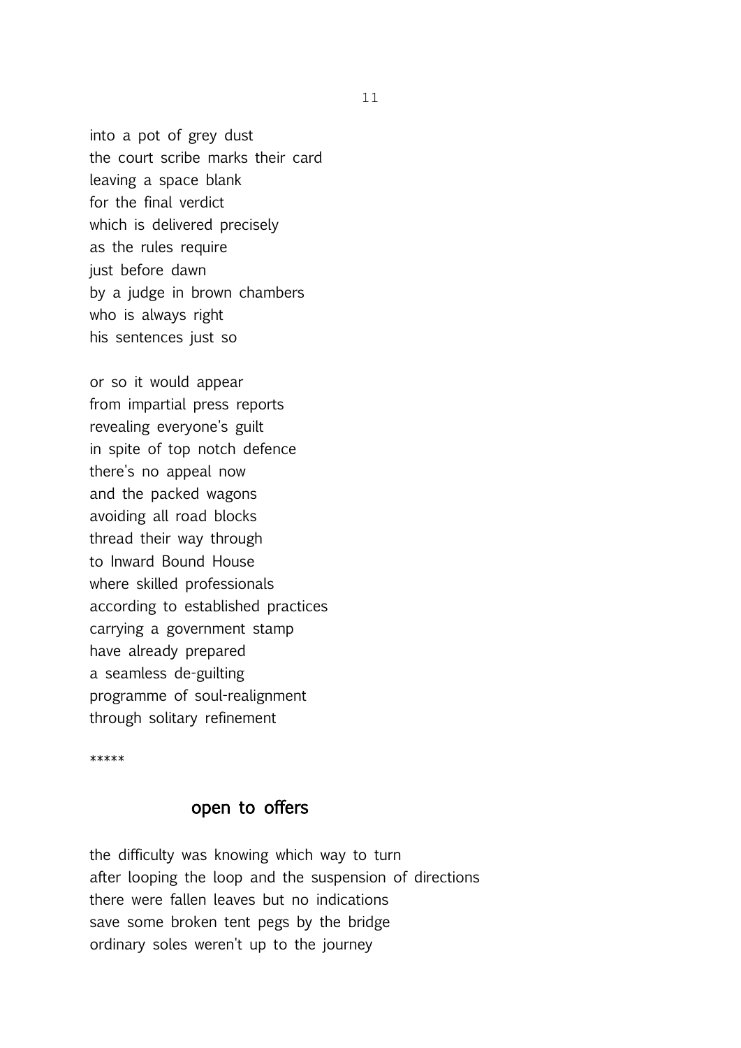into a pot of grey dust  
the court scribe marks their card  
leaving a space blank  
for the final verdict  
which is delivered precisely  
as the rules require  
just before dawn  
by a judge in brown chambers  
who is always right  
his sentences just so

or so it would appear  
from impartial press reports  
revealing everyone's guilt  
in spite of top notch defence  
there's no appeal now  
and the packed wagons  
avoiding all road blocks  
thread their way through  
to Inward Bound House  
where skilled professionals  
according to established practices  
carrying a government stamp  
have already prepared  
a seamless de-guilting  
programme of soul-realignment  
through solitary refinement

*****

## open to offers

the difficulty was knowing which way to turn  
after looping the loop and the suspension of directions  
there were fallen leaves but no indications  
save some broken tent pegs by the bridge  
ordinary soles weren't up to the journey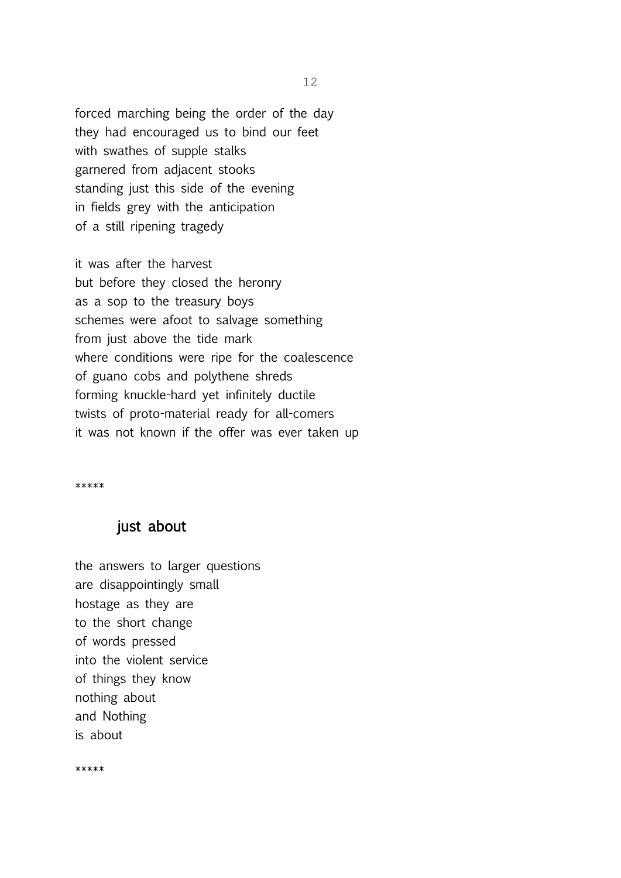forced marching being the order of the day  
they had encouraged us to bind our feet  
with swathes of supple stalks  
garnered from adjacent stooks  
standing just this side of the evening  
in fields grey with the anticipation  
of a still ripening tragedy

it was after the harvest  
but before they closed the heronry  
as a sop to the treasury boys  
schemes were afoot to salvage something  
from just above the tide mark  
where conditions were ripe for the coalescence  
of guano cobs and polythene shreds  
forming knuckle-hard yet infinitely ductile  
twists of proto-material ready for all-comers  
it was not known if the offer was ever taken up

*****

## just about

the answers to larger questions  
are disappointingly small  
hostage as they are  
to the short change  
of words pressed  
into the violent service  
of things they know  
nothing about  
and Nothing  
is about

*****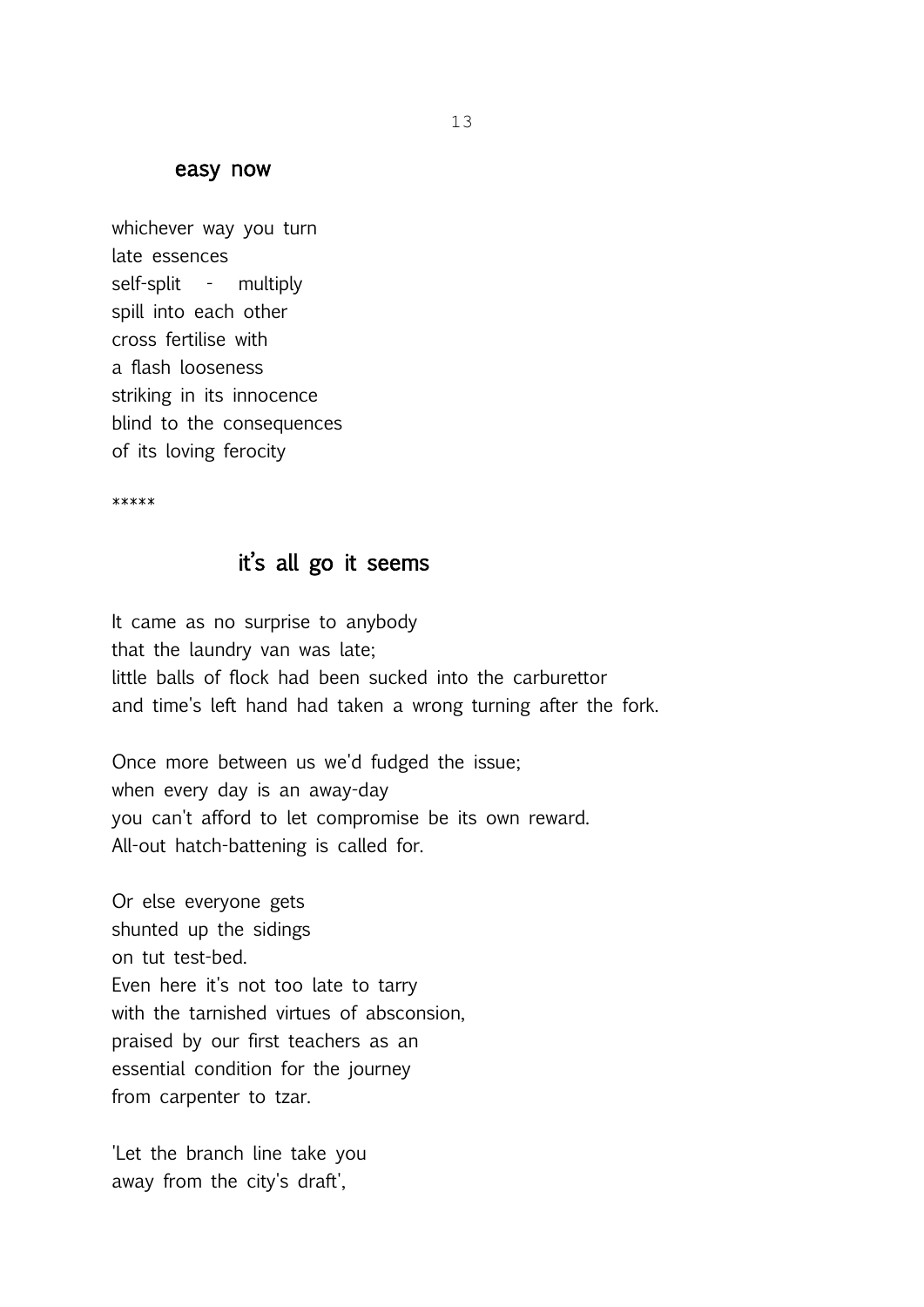## easy now

whichever way you turn  
late essences  
self-split - multiply  
spill into each other  
cross fertilise with  
a flash looseness  
striking in its innocence  
blind to the consequences  
of its loving ferocity

*****

## it's all go it seems

It came as no surprise to anybody  
that the laundry van was late;  
little balls of flock had been sucked into the carburettor  
and time's left hand had taken a wrong turning after the fork.

Once more between us we'd fudged the issue;  
when every day is an away-day  
you can't afford to let compromise be its own reward.  
All-out hatch-battening is called for.

Or else everyone gets  
shunted up the sidings  
on tut test-bed.  
Even here it's not too late to tarry  
with the tarnished virtues of absconsion,  
praised by our first teachers as an  
essential condition for the journey  
from carpenter to tzar.

'Let the branch line take you  
away from the city's draft',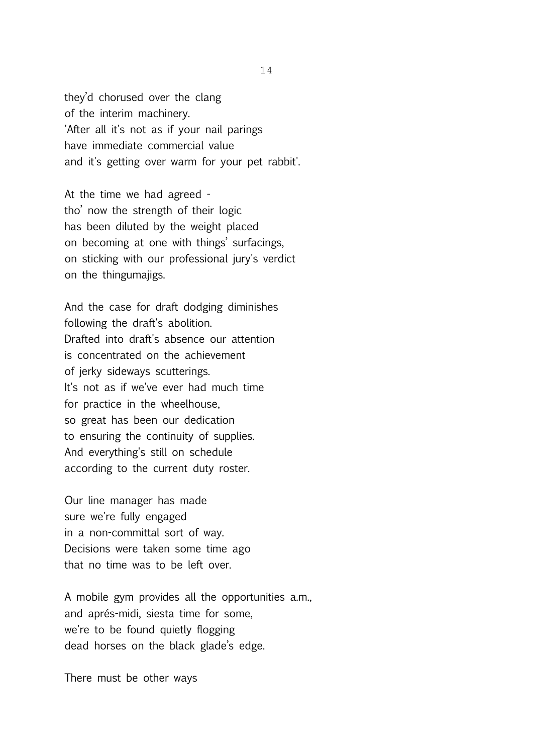they'd chorused over the clang
of the interim machinery.
'After all it's not as if your nail parings
have immediate commercial value
and it's getting over warm for your pet rabbit'.

At the time we had agreed -
tho' now the strength of their logic
has been diluted by the weight placed
on becoming at one with things' surfacings,
on sticking with our professional jury's verdict
on the thingumajigs.

And the case for draft dodging diminishes
following the draft's abolition.
Drafted into draft's absence our attention
is concentrated on the achievement
of jerky sideways scutterings.
It's not as if we've ever had much time
for practice in the wheelhouse,
so great has been our dedication
to ensuring the continuity of supplies.
And everything's still on schedule
according to the current duty roster.

Our line manager has made
sure we're fully engaged
in a non-committal sort of way.
Decisions were taken some time ago
that no time was to be left over.

A mobile gym provides all the opportunities a.m.,
and aprés-midi, siesta time for some,
we're to be found quietly flogging
dead horses on the black glade's edge.

There must be other ways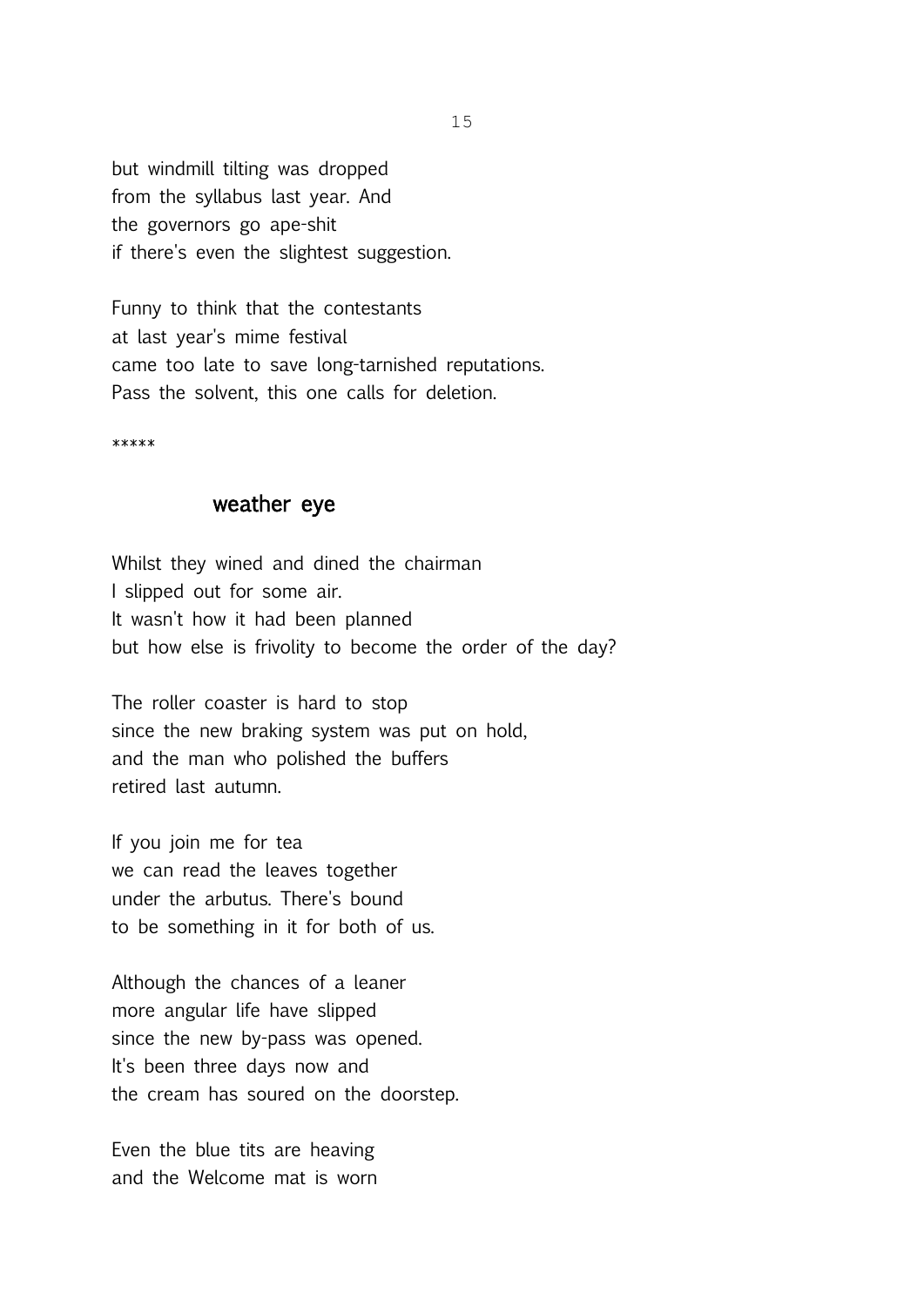but windmill tilting was dropped  
from the syllabus last year. And  
the governors go ape-shit  
if there's even the slightest suggestion.

Funny to think that the contestants  
at last year's mime festival  
came too late to save long-tarnished reputations.  
Pass the solvent, this one calls for deletion.

*****

## weather eye

Whilst they wined and dined the chairman  
I slipped out for some air.  
It wasn't how it had been planned  
but how else is frivolity to become the order of the day?

The roller coaster is hard to stop  
since the new braking system was put on hold,  
and the man who polished the buffers  
retired last autumn.

If you join me for tea  
we can read the leaves together  
under the arbutus. There's bound  
to be something in it for both of us.

Although the chances of a leaner  
more angular life have slipped  
since the new by-pass was opened.  
It's been three days now and  
the cream has soured on the doorstep.

Even the blue tits are heaving  
and the Welcome mat is worn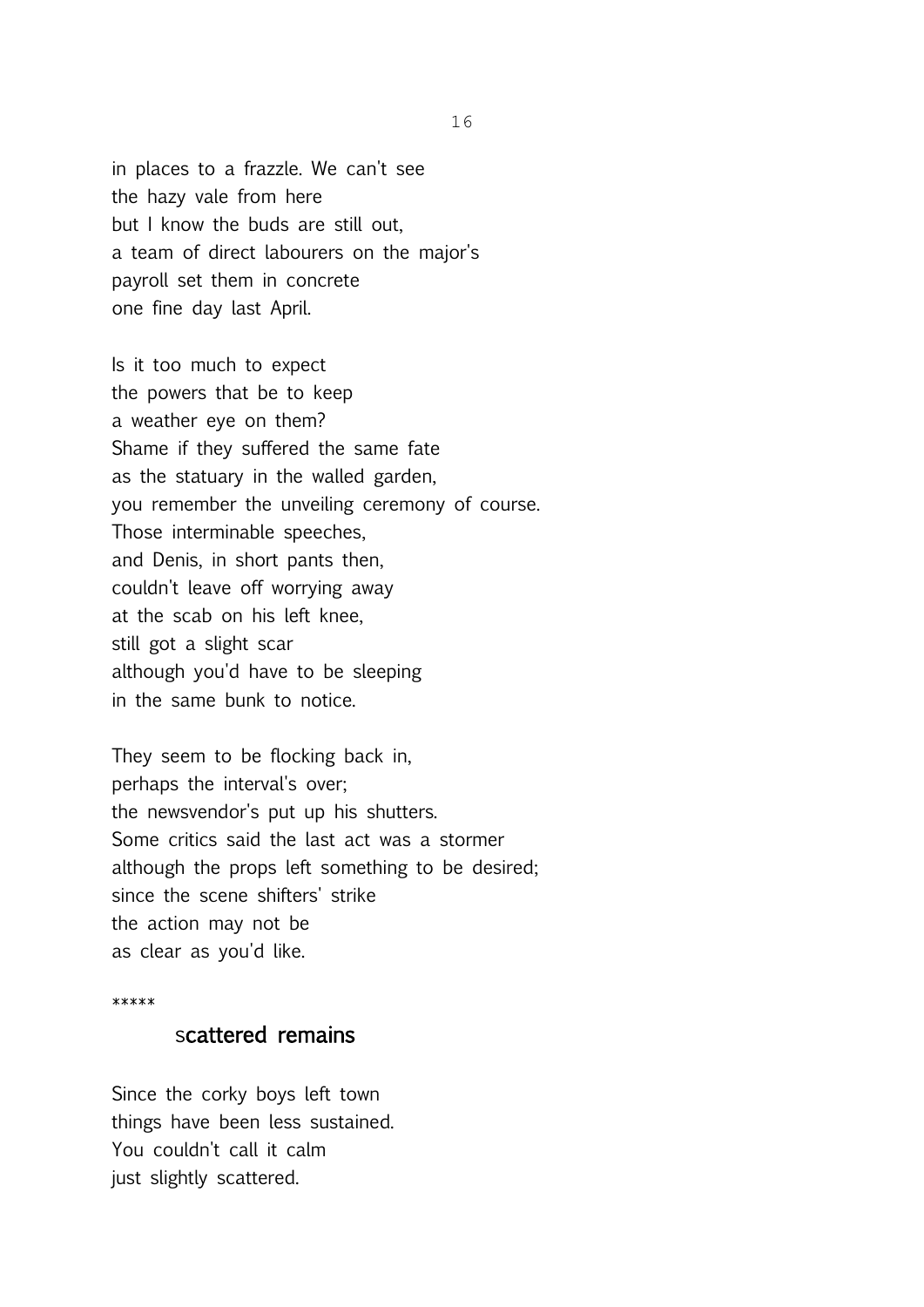in places to a frazzle. We can't see
the hazy vale from here
but I know the buds are still out,
a team of direct labourers on the major's
payroll set them in concrete
one fine day last April.

Is it too much to expect
the powers that be to keep
a weather eye on them?
Shame if they suffered the same fate
as the statuary in the walled garden,
you remember the unveiling ceremony of course.
Those interminable speeches,
and Denis, in short pants then,
couldn't leave off worrying away
at the scab on his left knee,
still got a slight scar
although you'd have to be sleeping
in the same bunk to notice.

They seem to be flocking back in,
perhaps the interval's over;
the newsvendor's put up his shutters.
Some critics said the last act was a stormer
although the props left something to be desired;
since the scene shifters' strike
the action may not be
as clear as you'd like.

*****

## scattered remains

Since the corky boys left town
things have been less sustained.
You couldn't call it calm
just slightly scattered.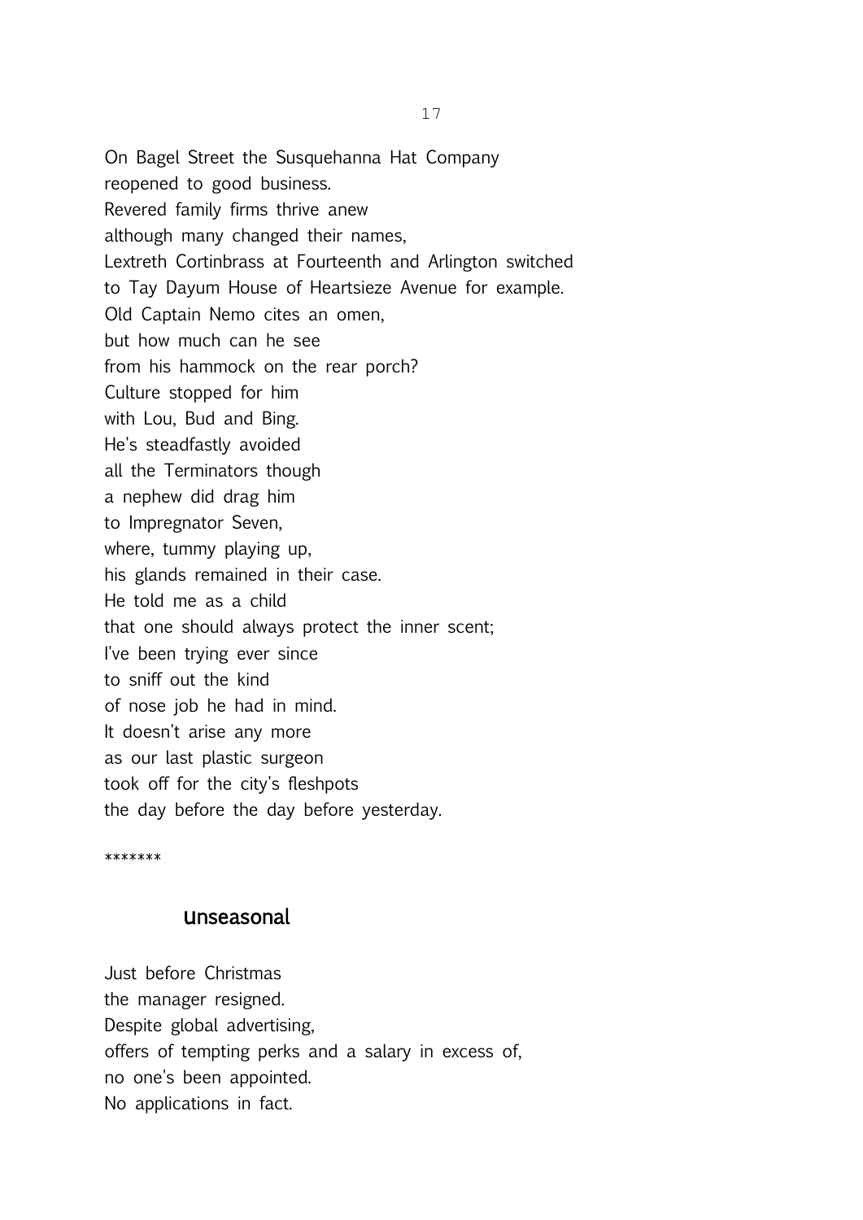On Bagel Street the Susquehanna Hat Company
reopened to good business.
Revered family firms thrive anew
although many changed their names,
Lextreth Cortinbrass at Fourteenth and Arlington switched
to Tay Dayum House of Heartsieze Avenue for example.
Old Captain Nemo cites an omen,
but how much can he see
from his hammock on the rear porch?
Culture stopped for him
with Lou, Bud and Bing.
He's steadfastly avoided
all the Terminators though
a nephew did drag him
to Impregnator Seven,
where, tummy playing up,
his glands remained in their case.
He told me as a child
that one should always protect the inner scent;
I've been trying ever since
to sniff out the kind
of nose job he had in mind.
It doesn't arise any more
as our last plastic surgeon
took off for the city's fleshpots
the day before the day before yesterday.

*******

## Unseasonal

Just before Christmas
the manager resigned.
Despite global advertising,
offers of tempting perks and a salary in excess of,
no one's been appointed.
No applications in fact.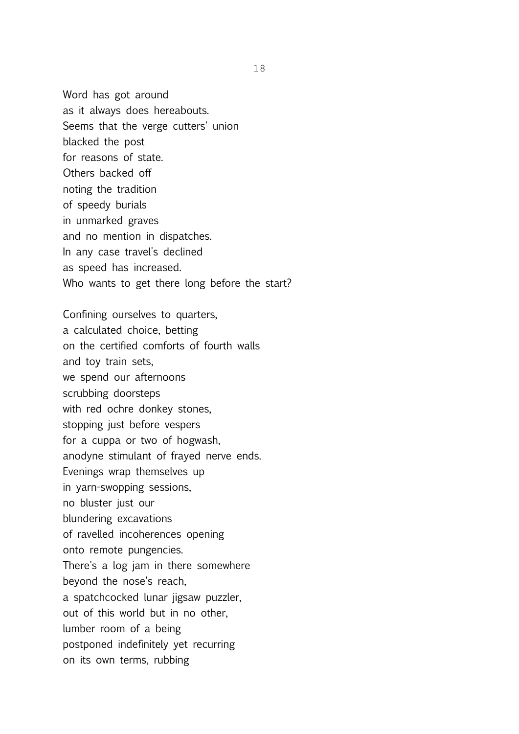Word has got around  
as it always does hereabouts.  
Seems that the verge cutters' union  
blacked the post  
for reasons of state.  
Others backed off  
noting the tradition  
of speedy burials  
in unmarked graves  
and no mention in dispatches.  
In any case travel's declined  
as speed has increased.  
Who wants to get there long before the start?

Confining ourselves to quarters,  
a calculated choice, betting  
on the certified comforts of fourth walls  
and toy train sets,  
we spend our afternoons  
scrubbing doorsteps  
with red ochre donkey stones,  
stopping just before vespers  
for a cuppa or two of hogwash,  
anodyne stimulant of frayed nerve ends.  
Evenings wrap themselves up  
in yarn-swopping sessions,  
no bluster just our  
blundering excavations  
of ravelled incoherences opening  
onto remote pungencies.  
There's a log jam in there somewhere  
beyond the nose's reach,  
a spatchcocked lunar jigsaw puzzler,  
out of this world but in no other,  
lumber room of a being  
postponed indefinitely yet recurring  
on its own terms, rubbing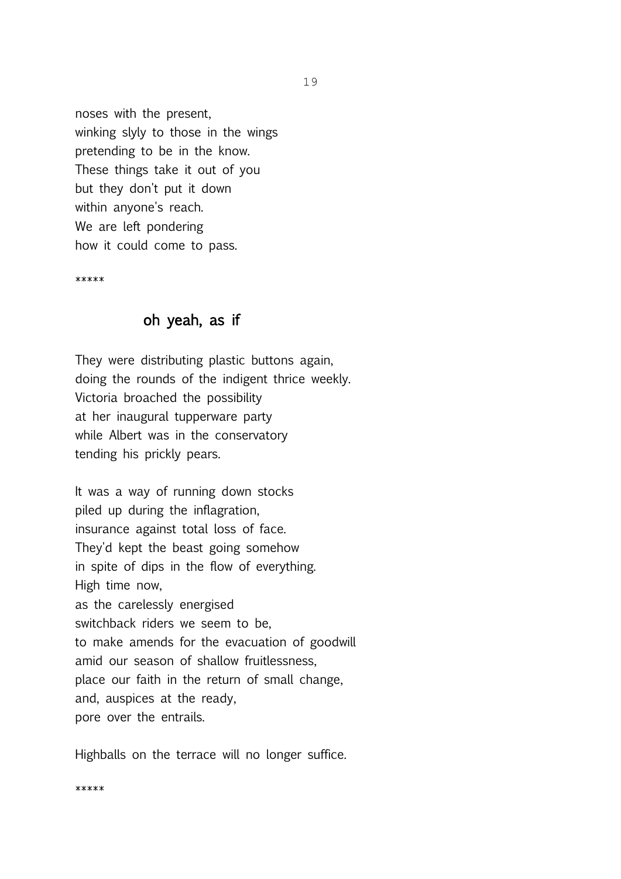noses with the present,
winking slyly to those in the wings
pretending to be in the know.
These things take it out of you
but they don't put it down
within anyone's reach.
We are left pondering
how it could come to pass.

*****

## oh yeah, as if

They were distributing plastic buttons again,
doing the rounds of the indigent thrice weekly.
Victoria broached the possibility
at her inaugural tupperware party
while Albert was in the conservatory
tending his prickly pears.

It was a way of running down stocks
piled up during the inflagration,
insurance against total loss of face.
They'd kept the beast going somehow
in spite of dips in the flow of everything.
High time now,
as the carelessly energised
switchback riders we seem to be,
to make amends for the evacuation of goodwill
amid our season of shallow fruitlessness,
place our faith in the return of small change,
and, auspices at the ready,
pore over the entrails.

Highballs on the terrace will no longer suffice.

*****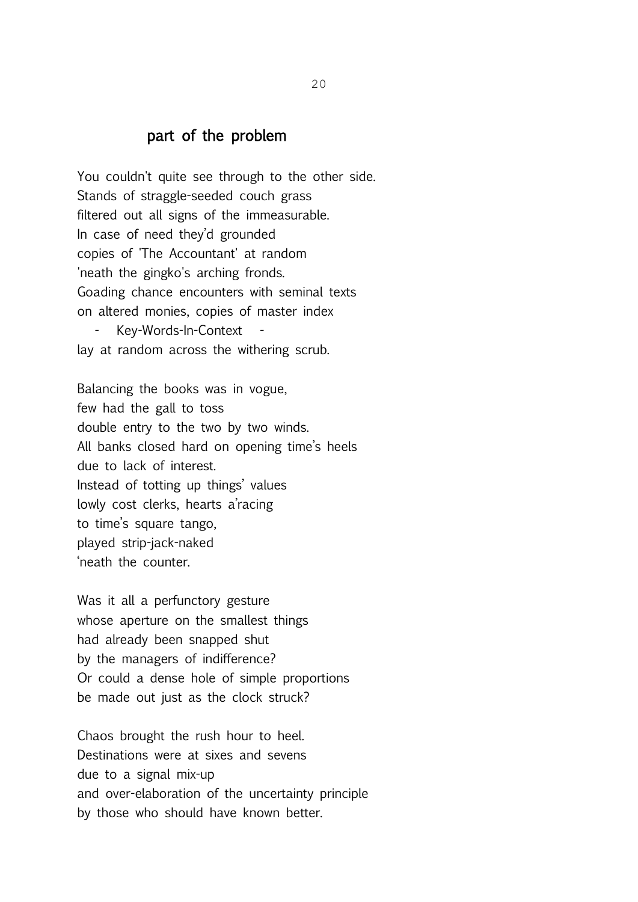## part of the problem

You couldn't quite see through to the other side.  
Stands of straggle-seeded couch grass  
filtered out all signs of the immeasurable.  
In case of need they'd grounded  
copies of 'The Accountant' at random  
'neath the gingko's arching fronds.  
Goading chance encounters with seminal texts  
on altered monies, copies of master index  
&nbsp;&nbsp;&nbsp;&nbsp;- Key-Words-In-Context -  
lay at random across the withering scrub.

Balancing the books was in vogue,  
few had the gall to toss  
double entry to the two by two winds.  
All banks closed hard on opening time's heels  
due to lack of interest.  
Instead of totting up things' values  
lowly cost clerks, hearts a'racing  
to time's square tango,  
played strip-jack-naked  
'neath the counter.

Was it all a perfunctory gesture  
whose aperture on the smallest things  
had already been snapped shut  
by the managers of indifference?  
Or could a dense hole of simple proportions  
be made out just as the clock struck?

Chaos brought the rush hour to heel.  
Destinations were at sixes and sevens  
due to a signal mix-up  
and over-elaboration of the uncertainty principle  
by those who should have known better.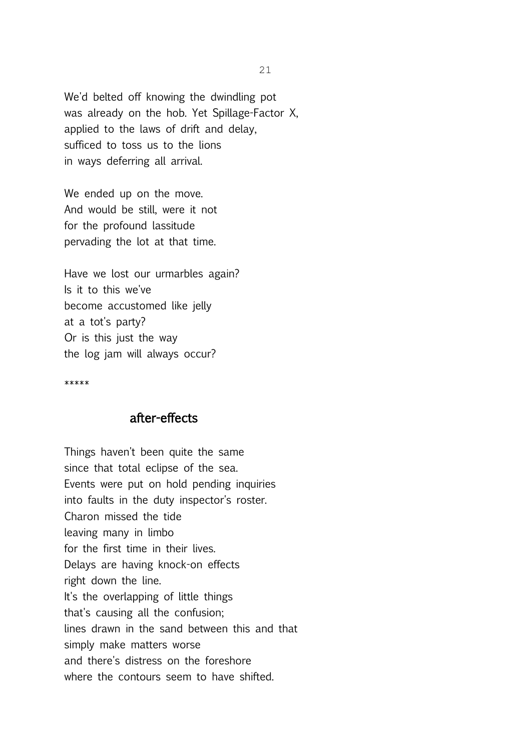We'd belted off knowing the dwindling pot
was already on the hob. Yet Spillage-Factor X,
applied to the laws of drift and delay,
sufficed to toss us to the lions
in ways deferring all arrival.

We ended up on the move.
And would be still, were it not
for the profound lassitude
pervading the lot at that time.

Have we lost our urmarbles again?
Is it to this we've
become accustomed like jelly
at a tot's party?
Or is this just the way
the log jam will always occur?

*****

## after-effects

Things haven't been quite the same
since that total eclipse of the sea.
Events were put on hold pending inquiries
into faults in the duty inspector's roster.
Charon missed the tide
leaving many in limbo
for the first time in their lives.
Delays are having knock-on effects
right down the line.
It's the overlapping of little things
that's causing all the confusion;
lines drawn in the sand between this and that
simply make matters worse
and there's distress on the foreshore
where the contours seem to have shifted.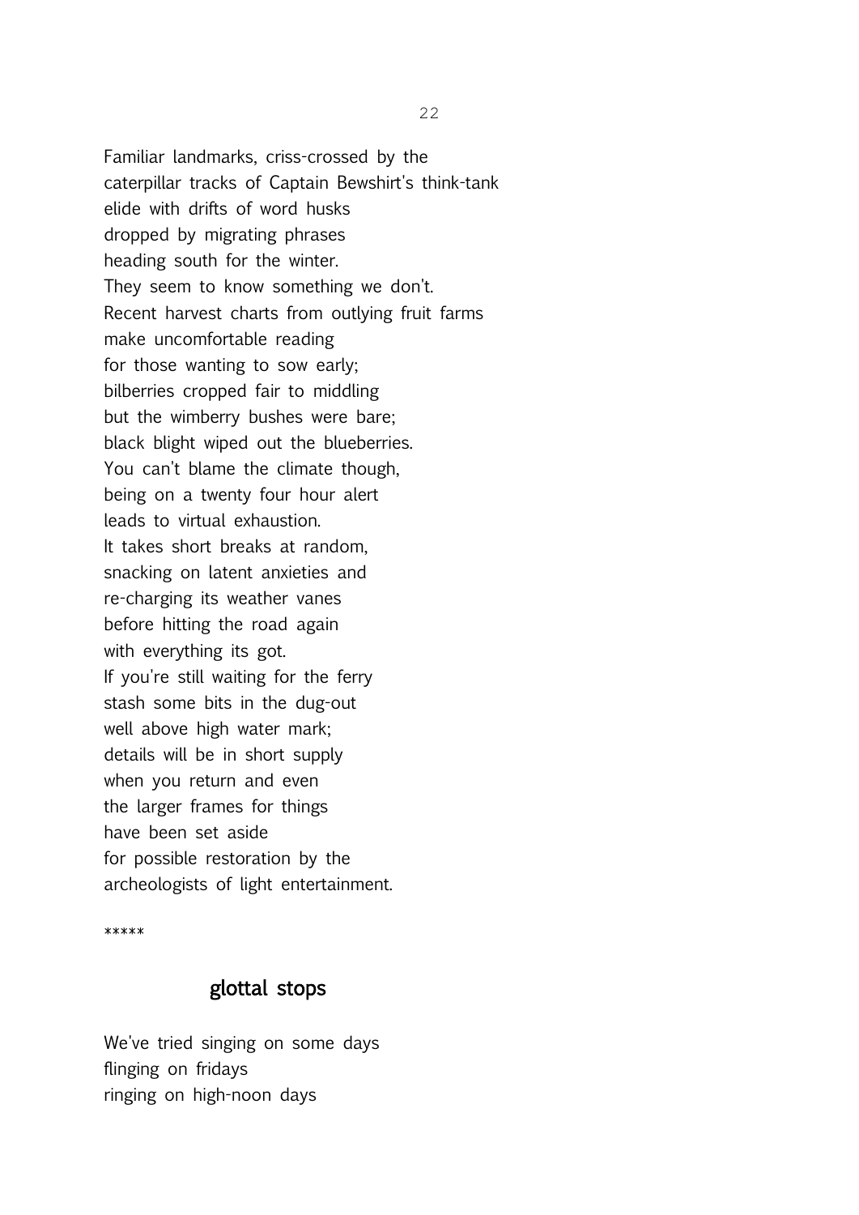Familiar landmarks, criss-crossed by the  
caterpillar tracks of Captain Bewshirt's think-tank  
elide with drifts of word husks  
dropped by migrating phrases  
heading south for the winter.  
They seem to know something we don't.  
Recent harvest charts from outlying fruit farms  
make uncomfortable reading  
for those wanting to sow early;  
bilberries cropped fair to middling  
but the wimberry bushes were bare;  
black blight wiped out the blueberries.  
You can't blame the climate though,  
being on a twenty four hour alert  
leads to virtual exhaustion.  
It takes short breaks at random,  
snacking on latent anxieties and  
re-charging its weather vanes  
before hitting the road again  
with everything its got.  
If you're still waiting for the ferry  
stash some bits in the dug-out  
well above high water mark;  
details will be in short supply  
when you return and even  
the larger frames for things  
have been set aside  
for possible restoration by the  
archeologists of light entertainment.

*****

## glottal stops

We've tried singing on some days  
flinging on fridays  
ringing on high-noon days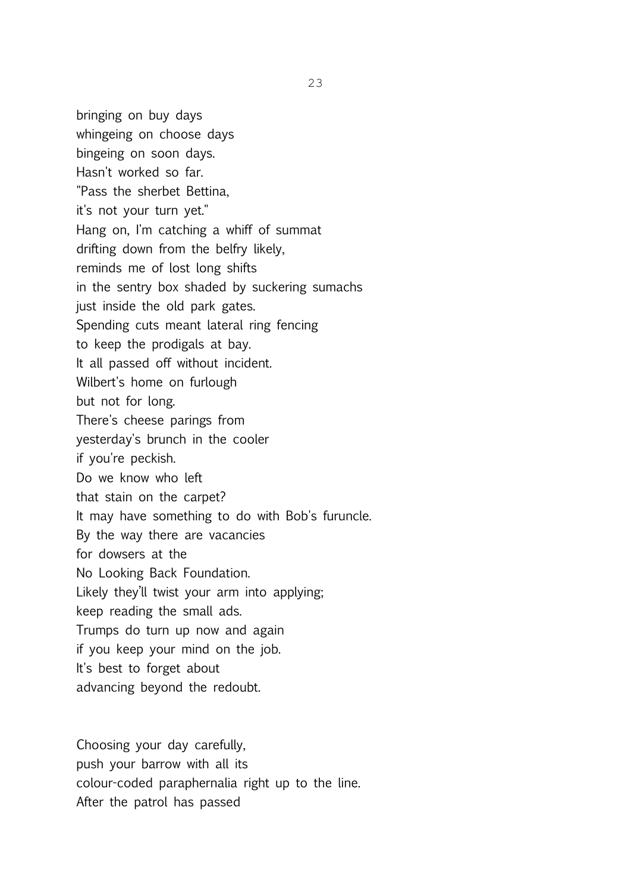bringing on buy days  
whingeing on choose days  
bingeing on soon days.  
Hasn't worked so far.  
"Pass the sherbet Bettina,  
it's not your turn yet."  
Hang on, I'm catching a whiff of summat  
drifting down from the belfry likely,  
reminds me of lost long shifts  
in the sentry box shaded by suckering sumachs  
just inside the old park gates.  
Spending cuts meant lateral ring fencing  
to keep the prodigals at bay.  
It all passed off without incident.  
Wilbert's home on furlough  
but not for long.  
There's cheese parings from  
yesterday's brunch in the cooler  
if you're peckish.  
Do we know who left  
that stain on the carpet?  
It may have something to do with Bob's furuncle.  
By the way there are vacancies  
for dowsers at the  
No Looking Back Foundation.  
Likely they'll twist your arm into applying;  
keep reading the small ads.  
Trumps do turn up now and again  
if you keep your mind on the job.  
It's best to forget about  
advancing beyond the redoubt.

Choosing your day carefully,  
push your barrow with all its  
colour-coded paraphernalia right up to the line.  
After the patrol has passed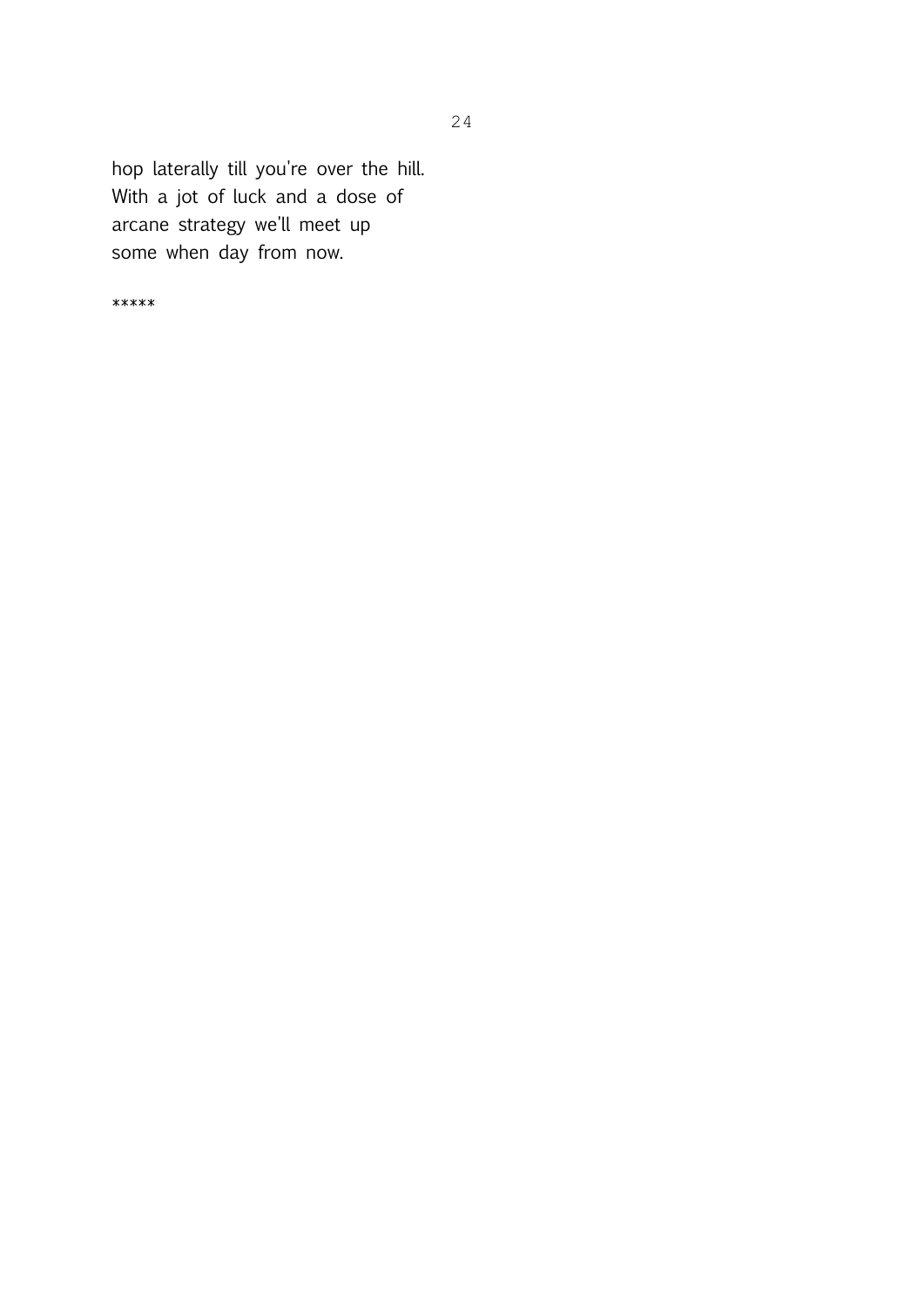hop laterally till you're over the hill.  
With a jot of luck and a dose of  
arcane strategy we'll meet up  
some when day from now.

*****